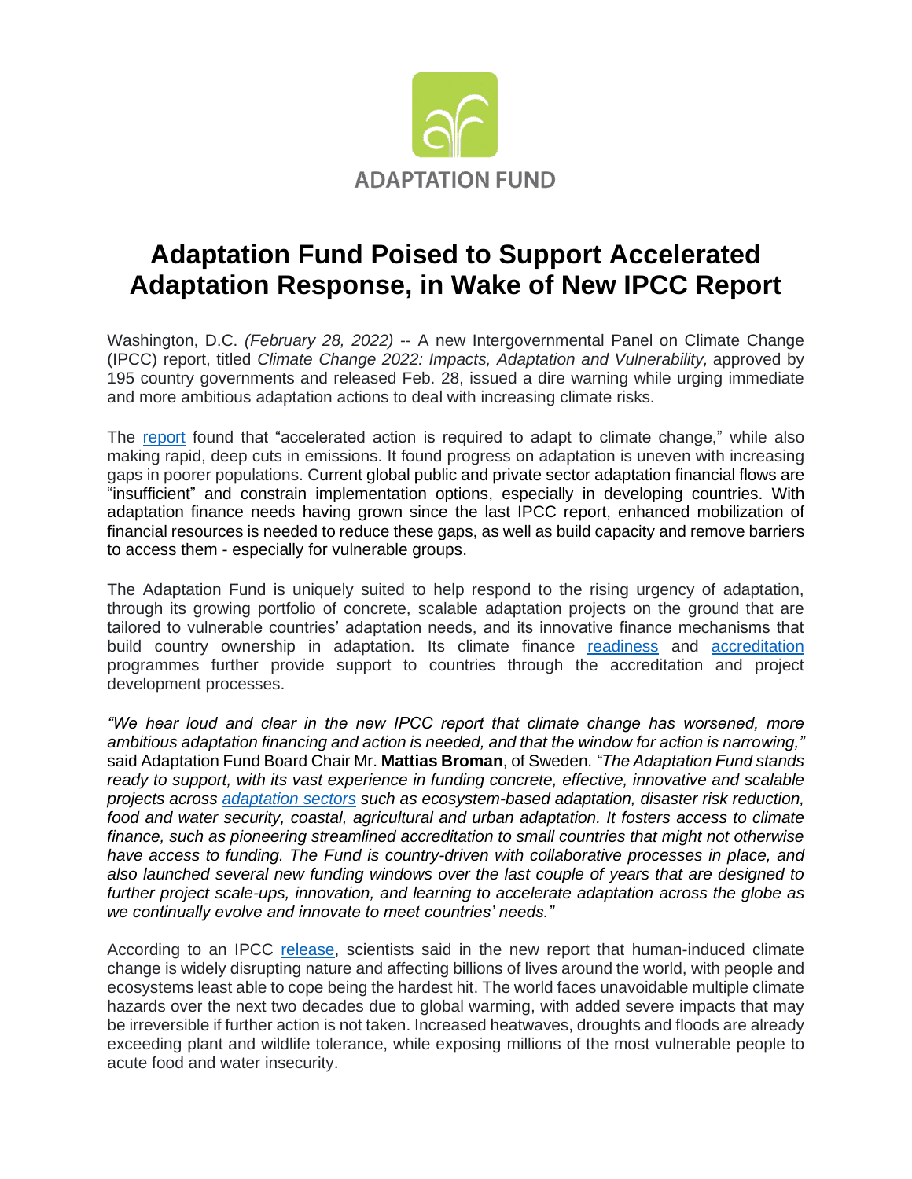ADAPTATION FUND

# Adaptation Fund Poised to Support Accelerated Adaptation Response, in Wake of New IPCC Report

Washington, D.C. *(February 28, 2022)* -- A new Intergovernmental Panel on Climate Change (IPCC) report, titled *Climate Change 2022: Impacts, Adaptation and Vulnerability,* approved by 195 country governments and released Feb. 28, issued a dire warning while urging immediate and more ambitious adaptation actions to deal with increasing climate risks.

The report found that "accelerated action is required to adapt to climate change," while also making rapid, deep cuts in emissions. It found progress on adaptation is uneven with increasing gaps in poorer populations. Current global public and private sector adaptation financial flows are "insufficient" and constrain implementation options, especially in developing countries. With adaptation finance needs having grown since the last IPCC report, enhanced mobilization of financial resources is needed to reduce these gaps, as well as build capacity and remove barriers to access them - especially for vulnerable groups.

The Adaptation Fund is uniquely suited to help respond to the rising urgency of adaptation, through its growing portfolio of concrete, scalable adaptation projects on the ground that are tailored to vulnerable countries' adaptation needs, and its innovative finance mechanisms that build country ownership in adaptation. Its climate finance readiness and accreditation programmes further provide support to countries through the accreditation and project development processes.

*"We hear loud and clear in the new IPCC report that climate change has worsened, more ambitious adaptation financing and action is needed, and that the window for action is narrowing,"* said Adaptation Fund Board Chair Mr. **Mattias Broman**, of Sweden. *"The Adaptation Fund stands ready to support, with its vast experience in funding concrete, effective, innovative and scalable projects across adaptation sectors such as ecosystem-based adaptation, disaster risk reduction, food and water security, coastal, agricultural and urban adaptation. It fosters access to climate finance, such as pioneering streamlined accreditation to small countries that might not otherwise have access to funding. The Fund is country-driven with collaborative processes in place, and also launched several new funding windows over the last couple of years that are designed to further project scale-ups, innovation, and learning to accelerate adaptation across the globe as we continually evolve and innovate to meet countries' needs."*

According to an IPCC release, scientists said in the new report that human-induced climate change is widely disrupting nature and affecting billions of lives around the world, with people and ecosystems least able to cope being the hardest hit. The world faces unavoidable multiple climate hazards over the next two decades due to global warming, with added severe impacts that may be irreversible if further action is not taken. Increased heatwaves, droughts and floods are already exceeding plant and wildlife tolerance, while exposing millions of the most vulnerable people to acute food and water insecurity.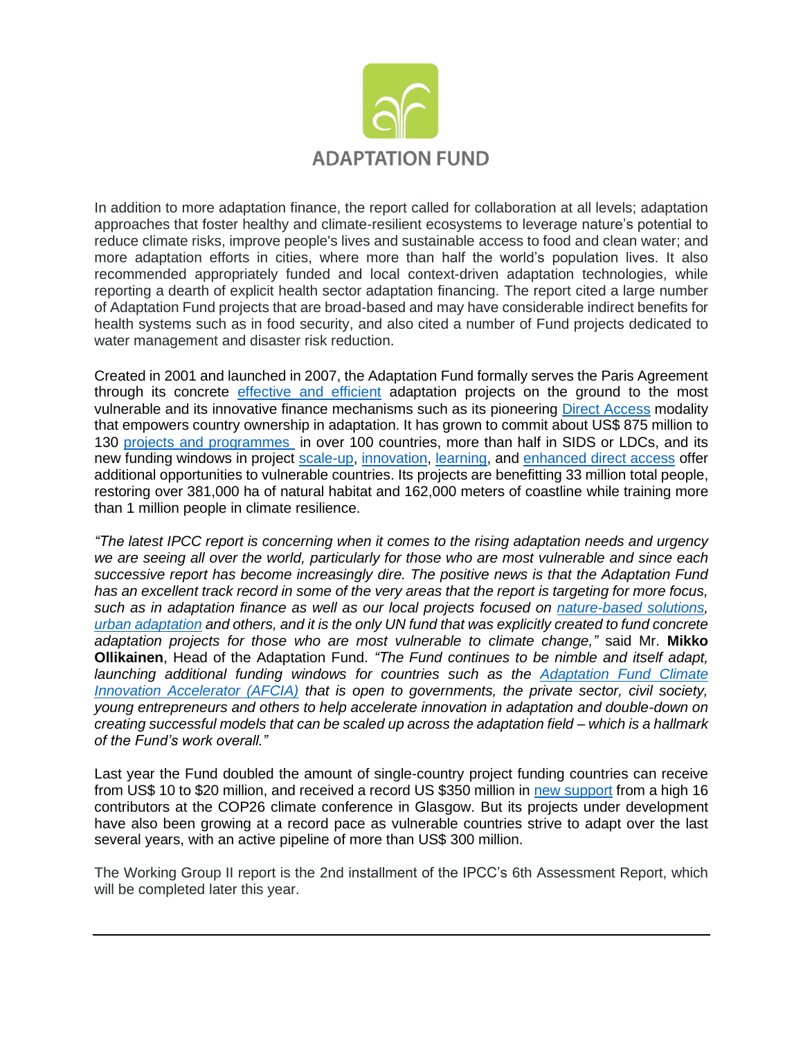In addition to more adaptation finance, the report called for collaboration at all levels; adaptation approaches that foster healthy and climate-resilient ecosystems to leverage nature's potential to reduce climate risks, improve people's lives and sustainable access to food and clean water; and more adaptation efforts in cities, where more than half the world's population lives. It also recommended appropriately funded and local context-driven adaptation technologies, while reporting a dearth of explicit health sector adaptation financing. The report cited a large number of Adaptation Fund projects that are broad-based and may have considerable indirect benefits for health systems such as in food security, and also cited a number of Fund projects dedicated to water management and disaster risk reduction.

Created in 2001 and launched in 2007, the Adaptation Fund formally serves the Paris Agreement through its concrete effective and efficient adaptation projects on the ground to the most vulnerable and its innovative finance mechanisms such as its pioneering Direct Access modality that empowers country ownership in adaptation. It has grown to commit about US$ 875 million to 130 projects and programmes in over 100 countries, more than half in SIDS or LDCs, and its new funding windows in project scale-up, innovation, learning, and enhanced direct access offer additional opportunities to vulnerable countries. Its projects are benefitting 33 million total people, restoring over 381,000 ha of natural habitat and 162,000 meters of coastline while training more than 1 million people in climate resilience.

*"The latest IPCC report is concerning when it comes to the rising adaptation needs and urgency we are seeing all over the world, particularly for those who are most vulnerable and since each successive report has become increasingly dire. The positive news is that the Adaptation Fund has an excellent track record in some of the very areas that the report is targeting for more focus, such as in adaptation finance as well as our local projects focused on nature-based solutions, urban adaptation and others, and it is the only UN fund that was explicitly created to fund concrete adaptation projects for those who are most vulnerable to climate change,"* said Mr. **Mikko Ollikainen**, Head of the Adaptation Fund. *"The Fund continues to be nimble and itself adapt, launching additional funding windows for countries such as the Adaptation Fund Climate Innovation Accelerator (AFCIA) that is open to governments, the private sector, civil society, young entrepreneurs and others to help accelerate innovation in adaptation and double-down on creating successful models that can be scaled up across the adaptation field – which is a hallmark of the Fund's work overall."*

Last year the Fund doubled the amount of single-country project funding countries can receive from US$ 10 to $20 million, and received a record US $350 million in new support from a high 16 contributors at the COP26 climate conference in Glasgow. But its projects under development have also been growing at a record pace as vulnerable countries strive to adapt over the last several years, with an active pipeline of more than US$ 300 million.

The Working Group II report is the 2nd installment of the IPCC's 6th Assessment Report, which will be completed later this year.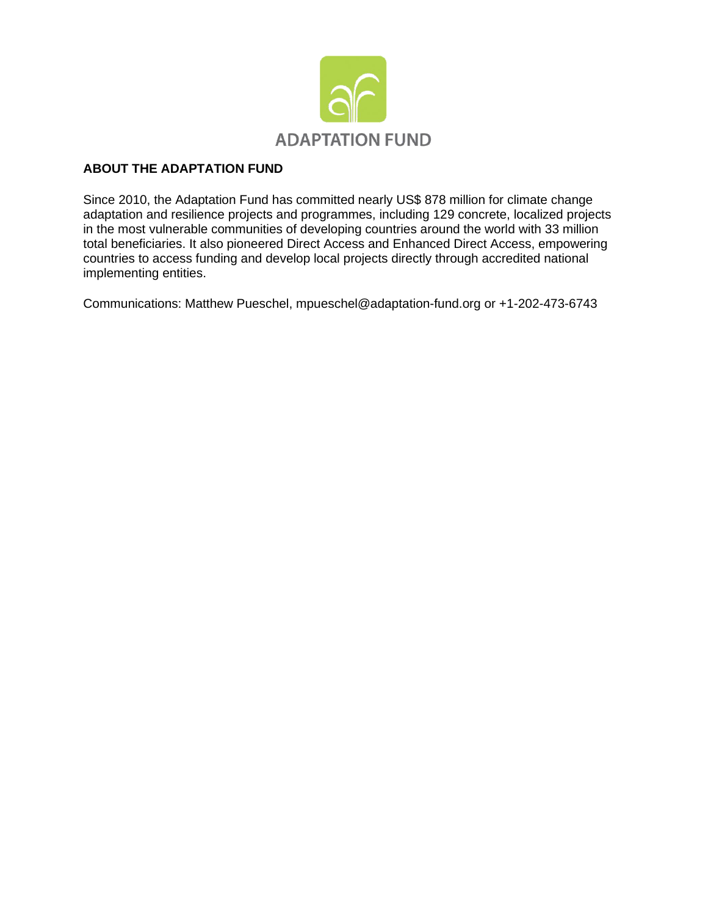ADAPTATION FUND

**ABOUT THE ADAPTATION FUND**

Since 2010, the Adaptation Fund has committed nearly US$ 878 million for climate change adaptation and resilience projects and programmes, including 129 concrete, localized projects in the most vulnerable communities of developing countries around the world with 33 million total beneficiaries. It also pioneered Direct Access and Enhanced Direct Access, empowering countries to access funding and develop local projects directly through accredited national implementing entities.

Communications: Matthew Pueschel, mpueschel@adaptation-fund.org or +1-202-473-6743